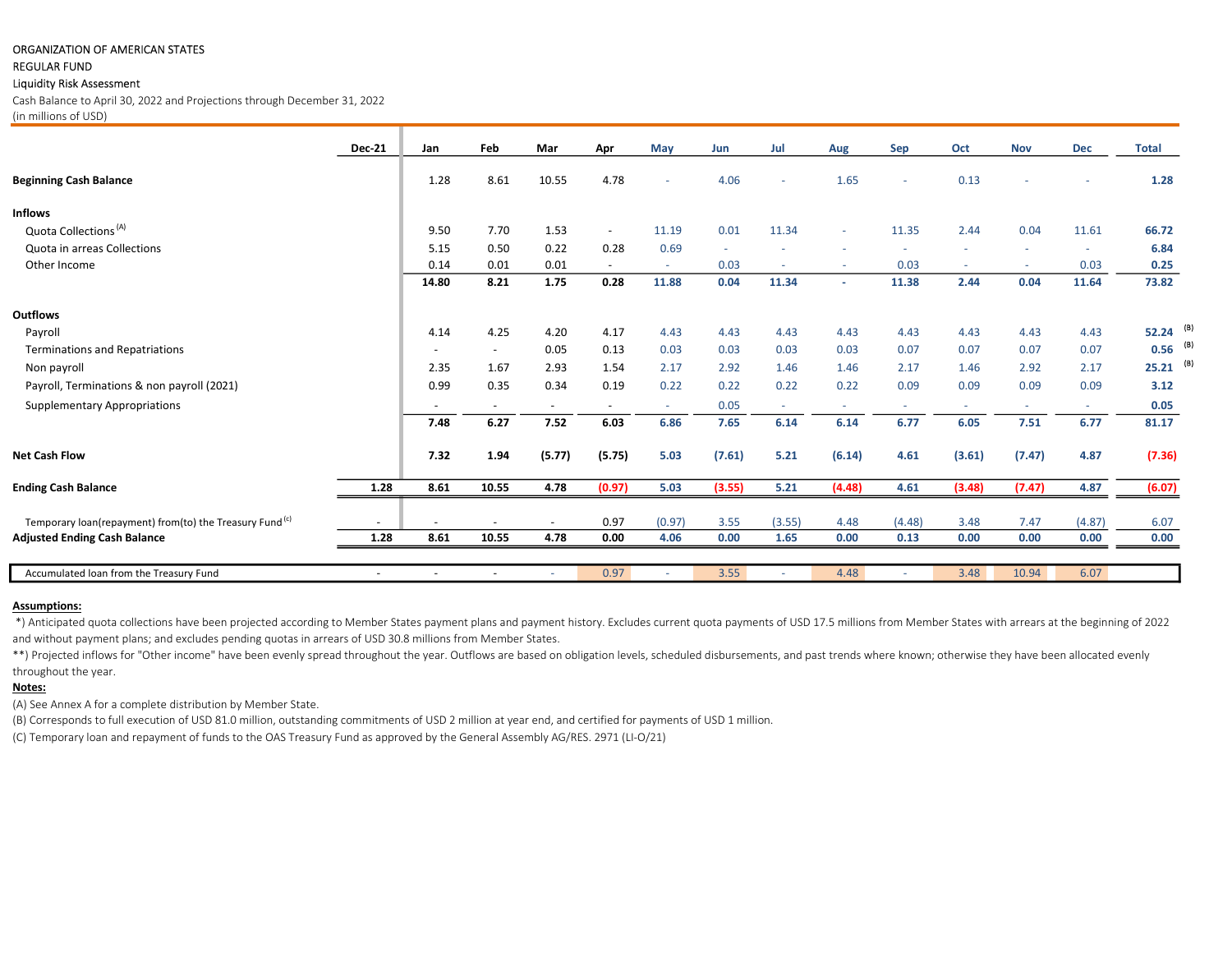ORGANIZATION OF AMERICAN STATES

REGULAR FUND

Liquidity Risk Assessment

Cash Balance to April 30, 2022 and Projections through December 31, 2022

(in millions of USD)

| | Dec-21 | Jan | Feb | Mar | Apr | May | Jun | Jul | Aug | Sep | Oct | Nov | Dec | Total |
|---|---|---|---|---|---|---|---|---|---|---|---|---|---|---|
| **Beginning Cash Balance** | | 1.28 | 8.61 | 10.55 | 4.78 | - | 4.06 | - | 1.65 | - | 0.13 | - | - | **1.28** |
| **Inflows** | | | | | | | | | | | | | | |
| Quota Collections [A] | | 9.50 | 7.70 | 1.53 | - | 11.19 | 0.01 | 11.34 | - | 11.35 | 2.44 | 0.04 | 11.61 | **66.72** |
| Quota in arreas Collections | | 5.15 | 0.50 | 0.22 | 0.28 | 0.69 | - | - | - | - | - | - | - | **6.84** |
| Other Income | | 0.14 | 0.01 | 0.01 | - | - | 0.03 | - | - | 0.03 | - | - | 0.03 | **0.25** |
| | | **14.80** | **8.21** | **1.75** | **0.28** | **11.88** | **0.04** | **11.34** | **-** | **11.38** | **2.44** | **0.04** | **11.64** | **73.82** |
| **Outflows** | | | | | | | | | | | | | | |
| Payroll | | 4.14 | 4.25 | 4.20 | 4.17 | 4.43 | 4.43 | 4.43 | 4.43 | 4.43 | 4.43 | 4.43 | 4.43 | **52.24** [B] |
| Terminations and Repatriations | | - | - | 0.05 | 0.13 | 0.03 | 0.03 | 0.03 | 0.03 | 0.07 | 0.07 | 0.07 | 0.07 | **0.56** [B] |
| Non payroll | | 2.35 | 1.67 | 2.93 | 1.54 | 2.17 | 2.92 | 1.46 | 1.46 | 2.17 | 1.46 | 2.92 | 2.17 | **25.21** [B] |
| Payroll, Terminations & non payroll (2021) | | 0.99 | 0.35 | 0.34 | 0.19 | 0.22 | 0.22 | 0.22 | 0.22 | 0.09 | 0.09 | 0.09 | 0.09 | **3.12** |
| Supplementary Appropriations | | - | - | - | - | - | 0.05 | - | - | - | - | - | - | **0.05** |
| | | **7.48** | **6.27** | **7.52** | **6.03** | **6.86** | **7.65** | **6.14** | **6.14** | **6.77** | **6.05** | **7.51** | **6.77** | **81.17** |
| **Net Cash Flow** | | **7.32** | **1.94** | **(5.77)** | **(5.75)** | **5.03** | **(7.61)** | **5.21** | **(6.14)** | **4.61** | **(3.61)** | **(7.47)** | **4.87** | **(7.36)** |
| **Ending Cash Balance** | **1.28** | **8.61** | **10.55** | **4.78** | **(0.97)** | **5.03** | **(3.55)** | **5.21** | **(4.48)** | **4.61** | **(3.48)** | **(7.47)** | **4.87** | **(6.07)** |
| Temporary loan(repayment) from(to) the Treasury Fund [c] | - | - | - | - | 0.97 | (0.97) | 3.55 | (3.55) | 4.48 | (4.48) | 3.48 | 7.47 | (4.87) | 6.07 |
| **Adjusted Ending Cash Balance** | **1.28** | **8.61** | **10.55** | **4.78** | **0.00** | **4.06** | **0.00** | **1.65** | **0.00** | **0.13** | **0.00** | **0.00** | **0.00** | **0.00** |
| Accumulated loan from the Treasury Fund | - | - | - | - | 0.97 | - | 3.55 | - | 4.48 | - | 3.48 | 10.94 | 6.07 | |

**Assumptions:**

*) Anticipated quota collections have been projected according to Member States payment plans and payment history. Excludes current quota payments of USD 17.5 millions from Member States with arrears at the beginning of 2022 and without payment plans; and excludes pending quotas in arrears of USD 30.8 millions from Member States.

**) Projected inflows for "Other income" have been evenly spread throughout the year. Outflows are based on obligation levels, scheduled disbursements, and past trends where known; otherwise they have been allocated evenly throughout the year.

**Notes:**

(A) See Annex A for a complete distribution by Member State.

(B) Corresponds to full execution of USD 81.0 million, outstanding commitments of USD 2 million at year end, and certified for payments of USD 1 million.

(C) Temporary loan and repayment of funds to the OAS Treasury Fund as approved by the General Assembly AG/RES. 2971 (LI-O/21)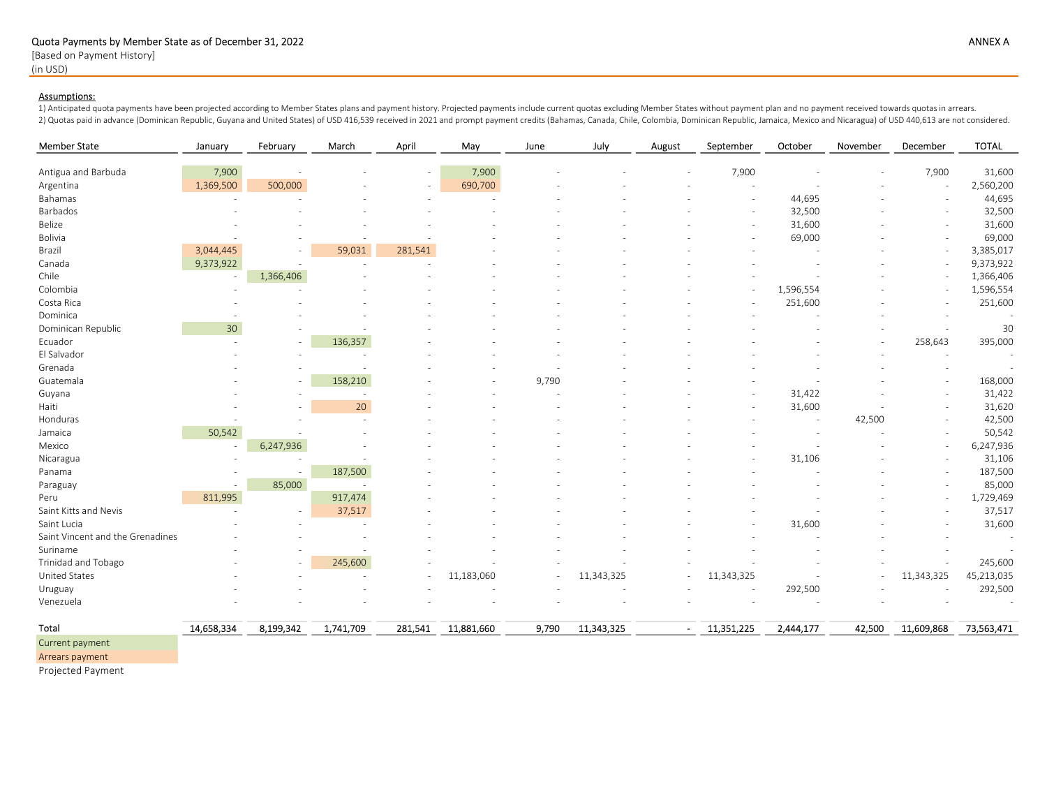Quota Payments by Member State as of December 31, 2022

[Based on Payment History]

(in USD)

ANNEX A

**Assumptions:**

1) Anticipated quota payments have been projected according to Member States plans and payment history. Projected payments include current quotas excluding Member States without payment plan and no payment received towards quotas in arrears.

2) Quotas paid in advance (Dominican Republic, Guyana and United States) of USD 416,539 received in 2021 and prompt payment credits (Bahamas, Canada, Chile, Colombia, Dominican Republic, Jamaica, Mexico and Nicaragua) of USD 440,613 are not considered.

| Member State | January | February | March | April | May | June | July | August | September | October | November | December | TOTAL |
|---|---|---|---|---|---|---|---|---|---|---|---|---|---|
| Antigua and Barbuda | 7,900 | - | - | - | 7,900 | - | - | - | 7,900 | - | - | 7,900 | 31,600 |
| Argentina | 1,369,500 | 500,000 | - | - | 690,700 | - | - | - | - | - | - | - | 2,560,200 |
| Bahamas | - | - | - | - | - | - | - | - | - | 44,695 | - | - | 44,695 |
| Barbados | - | - | - | - | - | - | - | - | - | 32,500 | - | - | 32,500 |
| Belize | - | - | - | - | - | - | - | - | - | 31,600 | - | - | 31,600 |
| Bolivia | - | - | - | - | - | - | - | - | - | 69,000 | - | - | 69,000 |
| Brazil | 3,044,445 | - | 59,031 | 281,541 | - | - | - | - | - | - | - | - | 3,385,017 |
| Canada | 9,373,922 | - | - | - | - | - | - | - | - | - | - | - | 9,373,922 |
| Chile | - | 1,366,406 | - | - | - | - | - | - | - | - | - | - | 1,366,406 |
| Colombia | - | - | - | - | - | - | - | - | - | 1,596,554 | - | - | 1,596,554 |
| Costa Rica | - | - | - | - | - | - | - | - | - | 251,600 | - | - | 251,600 |
| Dominica | - | - | - | - | - | - | - | - | - | - | - | - | - |
| Dominican Republic | 30 | - | - | - | - | - | - | - | - | - | - | - | 30 |
| Ecuador | - | - | 136,357 | - | - | - | - | - | - | - | - | 258,643 | 395,000 |
| El Salvador | - | - | - | - | - | - | - | - | - | - | - | - | - |
| Grenada | - | - | - | - | - | - | - | - | - | - | - | - | - |
| Guatemala | - | - | 158,210 | - | - | 9,790 | - | - | - | - | - | - | 168,000 |
| Guyana | - | - | - | - | - | - | - | - | - | 31,422 | - | - | 31,422 |
| Haiti | - | - | 20 | - | - | - | - | - | - | 31,600 | - | - | 31,620 |
| Honduras | - | - | - | - | - | - | - | - | - | - | 42,500 | - | 42,500 |
| Jamaica | 50,542 | - | - | - | - | - | - | - | - | - | - | - | 50,542 |
| Mexico | - | 6,247,936 | - | - | - | - | - | - | - | - | - | - | 6,247,936 |
| Nicaragua | - | - | - | - | - | - | - | - | - | 31,106 | - | - | 31,106 |
| Panama | - | - | 187,500 | - | - | - | - | - | - | - | - | - | 187,500 |
| Paraguay | - | 85,000 | - | - | - | - | - | - | - | - | - | - | 85,000 |
| Peru | 811,995 | - | 917,474 | - | - | - | - | - | - | - | - | - | 1,729,469 |
| Saint Kitts and Nevis | - | - | 37,517 | - | - | - | - | - | - | - | - | - | 37,517 |
| Saint Lucia | - | - | - | - | - | - | - | - | - | 31,600 | - | - | 31,600 |
| Saint Vincent and the Grenadines | - | - | - | - | - | - | - | - | - | - | - | - | - |
| Suriname | - | - | - | - | - | - | - | - | - | - | - | - | - |
| Trinidad and Tobago | - | - | 245,600 | - | - | - | - | - | - | - | - | - | 245,600 |
| United States | - | - | - | - | 11,183,060 | - | 11,343,325 | - | 11,343,325 | - | - | 11,343,325 | 45,213,035 |
| Uruguay | - | - | - | - | - | - | - | - | - | 292,500 | - | - | 292,500 |
| Venezuela | - | - | - | - | - | - | - | - | - | - | - | - | - |
| Total | 14,658,334 | 8,199,342 | 1,741,709 | 281,541 | 11,881,660 | 9,790 | 11,343,325 | - | 11,351,225 | 2,444,177 | 42,500 | 11,609,868 | 73,563,471 |

Current payment

Arrears payment

Projected Payment